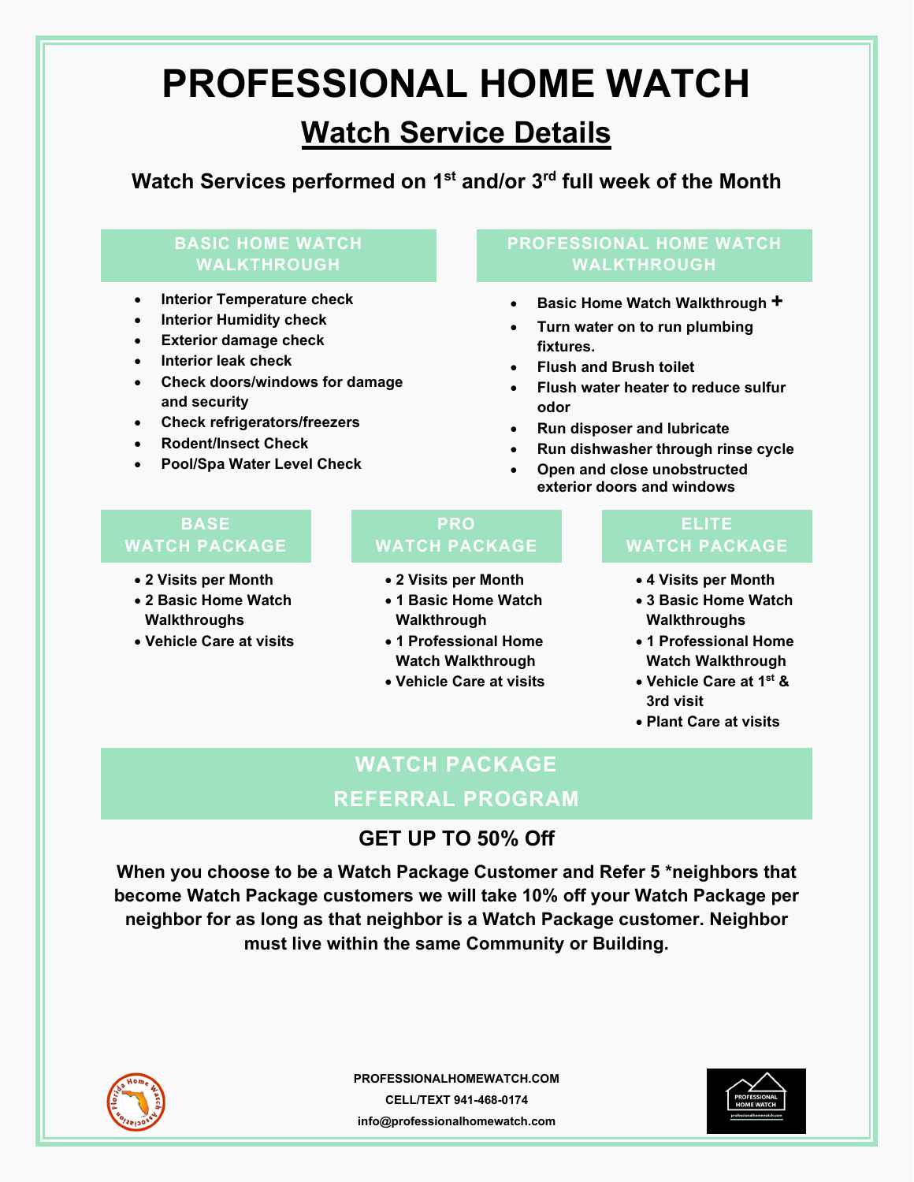# PROFESSIONAL HOME WATCH

## Watch Service Details

**Watch Services performed on 1st and/or 3rd full week of the Month**

### BASIC HOME WATCH WALKTHROUGH

- Interior Temperature check
- Interior Humidity check
- Exterior damage check
- Interior leak check
- Check doors/windows for damage and security
- Check refrigerators/freezers
- Rodent/Insect Check
- Pool/Spa Water Level Check

### PROFESSIONAL HOME WATCH WALKTHROUGH

- Basic Home Watch Walkthrough +
- Turn water on to run plumbing fixtures.
- Flush and Brush toilet
- Flush water heater to reduce sulfur odor
- Run disposer and lubricate
- Run dishwasher through rinse cycle
- Open and close unobstructed exterior doors and windows

### BASE WATCH PACKAGE

- 2 Visits per Month
- 2 Basic Home Watch Walkthroughs
- Vehicle Care at visits

### PRO WATCH PACKAGE

- 2 Visits per Month
- 1 Basic Home Watch Walkthrough
- 1 Professional Home Watch Walkthrough
- Vehicle Care at visits

### ELITE WATCH PACKAGE

- 4 Visits per Month
- 3 Basic Home Watch Walkthroughs
- 1 Professional Home Watch Walkthrough
- Vehicle Care at 1st & 3rd visit
- Plant Care at visits

## WATCH PACKAGE REFERRAL PROGRAM

### GET UP TO 50% Off

**When you choose to be a Watch Package Customer and Refer 5 *neighbors that become Watch Package customers we will take 10% off your Watch Package per neighbor for as long as that neighbor is a Watch Package customer. Neighbor must live within the same Community or Building.**

PROFESSIONALHOMEWATCH.COM
CELL/TEXT 941-468-0174
info@professionalhomewatch.com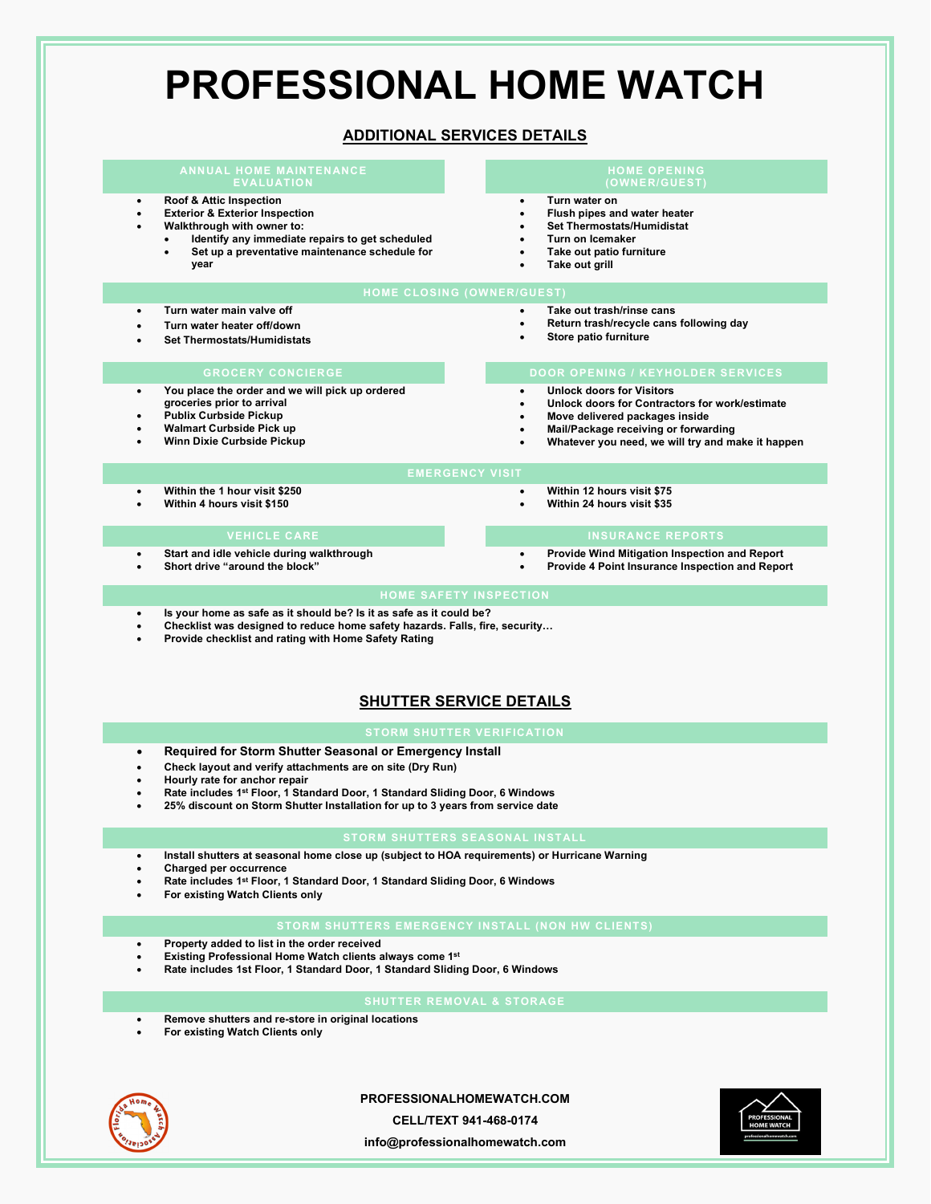# PROFESSIONAL HOME WATCH

## ADDITIONAL SERVICES DETAILS

### ANNUAL HOME MAINTENANCE EVALUATION

- Roof & Attic Inspection
- Exterior & Exterior Inspection
- Walkthrough with owner to:
  - Identify any immediate repairs to get scheduled
  - Set up a preventative maintenance schedule for year

### HOME OPENING (OWNER/GUEST)

- Turn water on
- Flush pipes and water heater
- Set Thermostats/Humidistat
- Turn on Icemaker
- Take out patio furniture
- Take out grill

### HOME CLOSING (OWNER/GUEST)

- Turn water main valve off
- Turn water heater off/down
- Set Thermostats/Humidistats
- Take out trash/rinse cans
- Return trash/recycle cans following day
- Store patio furniture

### GROCERY CONCIERGE

- You place the order and we will pick up ordered groceries prior to arrival
- Publix Curbside Pickup
- Walmart Curbside Pick up
- Winn Dixie Curbside Pickup

### DOOR OPENING / KEYHOLDER SERVICES

- Unlock doors for Visitors
- Unlock doors for Contractors for work/estimate
- Move delivered packages inside
- Mail/Package receiving or forwarding
- Whatever you need, we will try and make it happen

### EMERGENCY VISIT

- Within the 1 hour visit $250
- Within 4 hours visit $150
- Within 12 hours visit $75
- Within 24 hours visit $35

### VEHICLE CARE

- Start and idle vehicle during walkthrough
- Short drive "around the block"

### INSURANCE REPORTS

- Provide Wind Mitigation Inspection and Report
- Provide 4 Point Insurance Inspection and Report

### HOME SAFETY INSPECTION

- Is your home as safe as it should be? Is it as safe as it could be?
- Checklist was designed to reduce home safety hazards. Falls, fire, security…
- Provide checklist and rating with Home Safety Rating

## SHUTTER SERVICE DETAILS

### STORM SHUTTER VERIFICATION

- Required for Storm Shutter Seasonal or Emergency Install
- Check layout and verify attachments are on site (Dry Run)
- Hourly rate for anchor repair
- Rate includes 1st Floor, 1 Standard Door, 1 Standard Sliding Door, 6 Windows
- 25% discount on Storm Shutter Installation for up to 3 years from service date

### STORM SHUTTERS SEASONAL INSTALL

- Install shutters at seasonal home close up (subject to HOA requirements) or Hurricane Warning
- Charged per occurrence
- Rate includes 1st Floor, 1 Standard Door, 1 Standard Sliding Door, 6 Windows
- For existing Watch Clients only

### STORM SHUTTERS EMERGENCY INSTALL (NON HW CLIENTS)

- Property added to list in the order received
- Existing Professional Home Watch clients always come 1st
- Rate includes 1st Floor, 1 Standard Door, 1 Standard Sliding Door, 6 Windows

### SHUTTER REMOVAL & STORAGE

- Remove shutters and re-store in original locations
- For existing Watch Clients only

PROFESSIONALHOMEWATCH.COM

CELL/TEXT 941-468-0174

info@professionalhomewatch.com